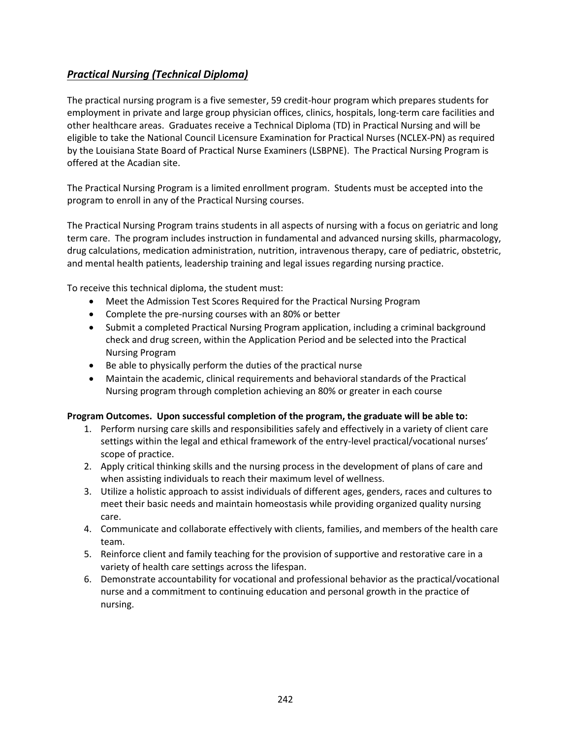## ***Practical Nursing (Technical Diploma)***

The practical nursing program is a five semester, 59 credit-hour program which prepares students for employment in private and large group physician offices, clinics, hospitals, long-term care facilities and other healthcare areas. Graduates receive a Technical Diploma (TD) in Practical Nursing and will be eligible to take the National Council Licensure Examination for Practical Nurses (NCLEX-PN) as required by the Louisiana State Board of Practical Nurse Examiners (LSBPNE). The Practical Nursing Program is offered at the Acadian site.

The Practical Nursing Program is a limited enrollment program. Students must be accepted into the program to enroll in any of the Practical Nursing courses.

The Practical Nursing Program trains students in all aspects of nursing with a focus on geriatric and long term care. The program includes instruction in fundamental and advanced nursing skills, pharmacology, drug calculations, medication administration, nutrition, intravenous therapy, care of pediatric, obstetric, and mental health patients, leadership training and legal issues regarding nursing practice.

To receive this technical diploma, the student must:

- Meet the Admission Test Scores Required for the Practical Nursing Program
- Complete the pre-nursing courses with an 80% or better
- Submit a completed Practical Nursing Program application, including a criminal background check and drug screen, within the Application Period and be selected into the Practical Nursing Program
- Be able to physically perform the duties of the practical nurse
- Maintain the academic, clinical requirements and behavioral standards of the Practical Nursing program through completion achieving an 80% or greater in each course

**Program Outcomes. Upon successful completion of the program, the graduate will be able to:**

1. Perform nursing care skills and responsibilities safely and effectively in a variety of client care settings within the legal and ethical framework of the entry-level practical/vocational nurses' scope of practice.
2. Apply critical thinking skills and the nursing process in the development of plans of care and when assisting individuals to reach their maximum level of wellness.
3. Utilize a holistic approach to assist individuals of different ages, genders, races and cultures to meet their basic needs and maintain homeostasis while providing organized quality nursing care.
4. Communicate and collaborate effectively with clients, families, and members of the health care team.
5. Reinforce client and family teaching for the provision of supportive and restorative care in a variety of health care settings across the lifespan.
6. Demonstrate accountability for vocational and professional behavior as the practical/vocational nurse and a commitment to continuing education and personal growth in the practice of nursing.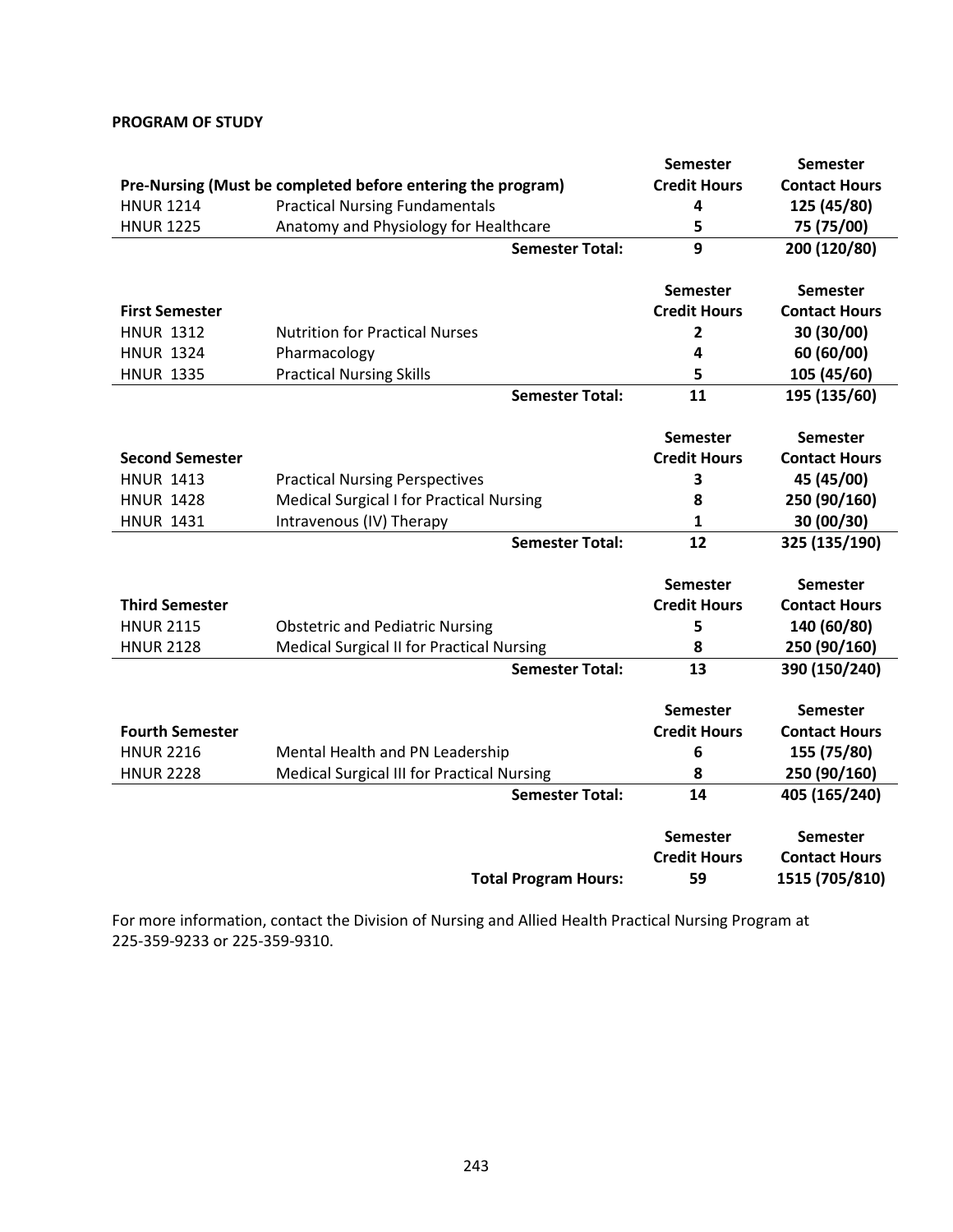**PROGRAM OF STUDY**

| Pre-Nursing (Must be completed before entering the program) | | Semester Credit Hours | Semester Contact Hours |
|---|---|---|---|
| HNUR 1214 | Practical Nursing Fundamentals | 4 | 125 (45/80) |
| HNUR 1225 | Anatomy and Physiology for Healthcare | 5 | 75 (75/00) |
| | **Semester Total:** | **9** | **200 (120/80)** |

| First Semester | | Semester Credit Hours | Semester Contact Hours |
|---|---|---|---|
| HNUR 1312 | Nutrition for Practical Nurses | 2 | 30 (30/00) |
| HNUR 1324 | Pharmacology | 4 | 60 (60/00) |
| HNUR 1335 | Practical Nursing Skills | 5 | 105 (45/60) |
| | **Semester Total:** | **11** | **195 (135/60)** |

| Second Semester | | Semester Credit Hours | Semester Contact Hours |
|---|---|---|---|
| HNUR 1413 | Practical Nursing Perspectives | 3 | 45 (45/00) |
| HNUR 1428 | Medical Surgical I for Practical Nursing | 8 | 250 (90/160) |
| HNUR 1431 | Intravenous (IV) Therapy | 1 | 30 (00/30) |
| | **Semester Total:** | **12** | **325 (135/190)** |

| Third Semester | | Semester Credit Hours | Semester Contact Hours |
|---|---|---|---|
| HNUR 2115 | Obstetric and Pediatric Nursing | 5 | 140 (60/80) |
| HNUR 2128 | Medical Surgical II for Practical Nursing | 8 | 250 (90/160) |
| | **Semester Total:** | **13** | **390 (150/240)** |

| Fourth Semester | | Semester Credit Hours | Semester Contact Hours |
|---|---|---|---|
| HNUR 2216 | Mental Health and PN Leadership | 6 | 155 (75/80) |
| HNUR 2228 | Medical Surgical III for Practical Nursing | 8 | 250 (90/160) |
| | **Semester Total:** | **14** | **405 (165/240)** |

| | Semester Credit Hours | Semester Contact Hours |
|---|---|---|
| **Total Program Hours:** | **59** | **1515 (705/810)** |

For more information, contact the Division of Nursing and Allied Health Practical Nursing Program at 225-359-9233 or 225-359-9310.